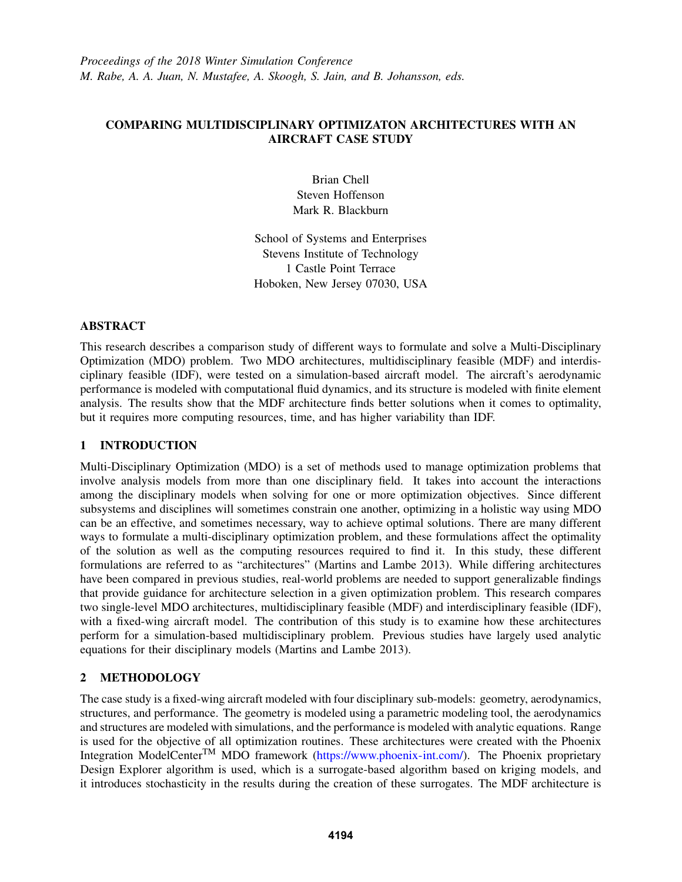# COMPARING MULTIDISCIPLINARY OPTIMIZATON ARCHITECTURES WITH AN AIRCRAFT CASE STUDY

Brian Chell
Steven Hoffenson
Mark R. Blackburn

School of Systems and Enterprises
Stevens Institute of Technology
1 Castle Point Terrace
Hoboken, New Jersey 07030, USA

## ABSTRACT

This research describes a comparison study of different ways to formulate and solve a Multi-Disciplinary Optimization (MDO) problem. Two MDO architectures, multidisciplinary feasible (MDF) and interdisciplinary feasible (IDF), were tested on a simulation-based aircraft model. The aircraft's aerodynamic performance is modeled with computational fluid dynamics, and its structure is modeled with finite element analysis. The results show that the MDF architecture finds better solutions when it comes to optimality, but it requires more computing resources, time, and has higher variability than IDF.

## 1 INTRODUCTION

Multi-Disciplinary Optimization (MDO) is a set of methods used to manage optimization problems that involve analysis models from more than one disciplinary field. It takes into account the interactions among the disciplinary models when solving for one or more optimization objectives. Since different subsystems and disciplines will sometimes constrain one another, optimizing in a holistic way using MDO can be an effective, and sometimes necessary, way to achieve optimal solutions. There are many different ways to formulate a multi-disciplinary optimization problem, and these formulations affect the optimality of the solution as well as the computing resources required to find it. In this study, these different formulations are referred to as "architectures" (Martins and Lambe 2013). While differing architectures have been compared in previous studies, real-world problems are needed to support generalizable findings that provide guidance for architecture selection in a given optimization problem. This research compares two single-level MDO architectures, multidisciplinary feasible (MDF) and interdisciplinary feasible (IDF), with a fixed-wing aircraft model. The contribution of this study is to examine how these architectures perform for a simulation-based multidisciplinary problem. Previous studies have largely used analytic equations for their disciplinary models (Martins and Lambe 2013).

## 2 METHODOLOGY

The case study is a fixed-wing aircraft modeled with four disciplinary sub-models: geometry, aerodynamics, structures, and performance. The geometry is modeled using a parametric modeling tool, the aerodynamics and structures are modeled with simulations, and the performance is modeled with analytic equations. Range is used for the objective of all optimization routines. These architectures were created with the Phoenix Integration ModelCenter™ MDO framework (https://www.phoenix-int.com/). The Phoenix proprietary Design Explorer algorithm is used, which is a surrogate-based algorithm based on kriging models, and it introduces stochasticity in the results during the creation of these surrogates. The MDF architecture is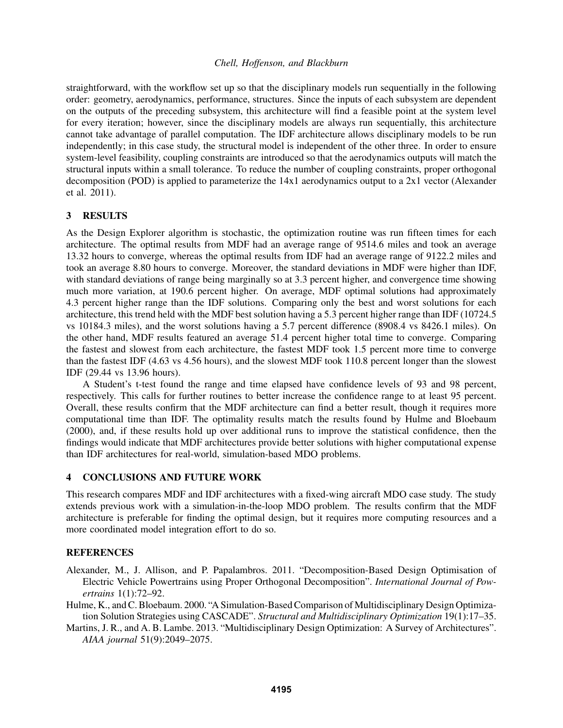straightforward, with the workflow set up so that the disciplinary models run sequentially in the following order: geometry, aerodynamics, performance, structures. Since the inputs of each subsystem are dependent on the outputs of the preceding subsystem, this architecture will find a feasible point at the system level for every iteration; however, since the disciplinary models are always run sequentially, this architecture cannot take advantage of parallel computation. The IDF architecture allows disciplinary models to be run independently; in this case study, the structural model is independent of the other three. In order to ensure system-level feasibility, coupling constraints are introduced so that the aerodynamics outputs will match the structural inputs within a small tolerance. To reduce the number of coupling constraints, proper orthogonal decomposition (POD) is applied to parameterize the 14x1 aerodynamics output to a 2x1 vector (Alexander et al. 2011).

## 3 RESULTS

As the Design Explorer algorithm is stochastic, the optimization routine was run fifteen times for each architecture. The optimal results from MDF had an average range of 9514.6 miles and took an average 13.32 hours to converge, whereas the optimal results from IDF had an average range of 9122.2 miles and took an average 8.80 hours to converge. Moreover, the standard deviations in MDF were higher than IDF, with standard deviations of range being marginally so at 3.3 percent higher, and convergence time showing much more variation, at 190.6 percent higher. On average, MDF optimal solutions had approximately 4.3 percent higher range than the IDF solutions. Comparing only the best and worst solutions for each architecture, this trend held with the MDF best solution having a 5.3 percent higher range than IDF (10724.5 vs 10184.3 miles), and the worst solutions having a 5.7 percent difference (8908.4 vs 8426.1 miles). On the other hand, MDF results featured an average 51.4 percent higher total time to converge. Comparing the fastest and slowest from each architecture, the fastest MDF took 1.5 percent more time to converge than the fastest IDF (4.63 vs 4.56 hours), and the slowest MDF took 110.8 percent longer than the slowest IDF (29.44 vs 13.96 hours).

A Student's t-test found the range and time elapsed have confidence levels of 93 and 98 percent, respectively. This calls for further routines to better increase the confidence range to at least 95 percent. Overall, these results confirm that the MDF architecture can find a better result, though it requires more computational time than IDF. The optimality results match the results found by Hulme and Bloebaum (2000), and, if these results hold up over additional runs to improve the statistical confidence, then the findings would indicate that MDF architectures provide better solutions with higher computational expense than IDF architectures for real-world, simulation-based MDO problems.

## 4 CONCLUSIONS AND FUTURE WORK

This research compares MDF and IDF architectures with a fixed-wing aircraft MDO case study. The study extends previous work with a simulation-in-the-loop MDO problem. The results confirm that the MDF architecture is preferable for finding the optimal design, but it requires more computing resources and a more coordinated model integration effort to do so.

## REFERENCES

Alexander, M., J. Allison, and P. Papalambros. 2011. "Decomposition-Based Design Optimisation of Electric Vehicle Powertrains using Proper Orthogonal Decomposition". *International Journal of Powertrains* 1(1):72–92.

Hulme, K., and C. Bloebaum. 2000. "A Simulation-Based Comparison of Multidisciplinary Design Optimization Solution Strategies using CASCADE". *Structural and Multidisciplinary Optimization* 19(1):17–35.

Martins, J. R., and A. B. Lambe. 2013. "Multidisciplinary Design Optimization: A Survey of Architectures". *AIAA journal* 51(9):2049–2075.